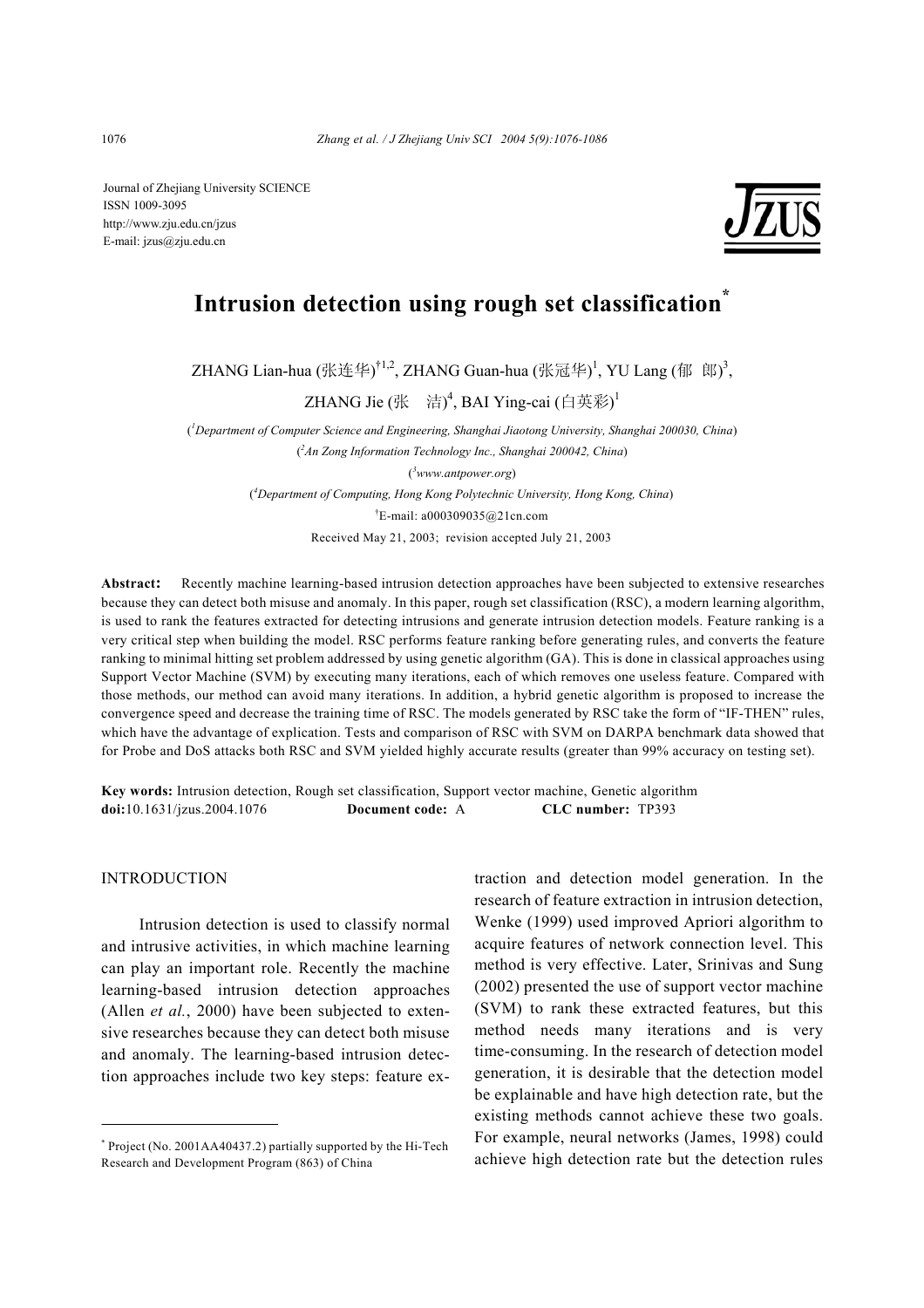Journal of Zhejiang University SCIENCE
ISSN 1009-3095
http://www.zju.edu.cn/jzus
E-mail: jzus@zju.edu.cn

# Intrusion detection using rough set classification[*]

ZHANG Lian-hua (张连华)[†1,2], ZHANG Guan-hua (张冠华)[1], YU Lang (郁 郎)[3], ZHANG Jie (张 洁)[4], BAI Ying-cai (白英彩)[1]

([1]*Department of Computer Science and Engineering, Shanghai Jiaotong University, Shanghai 200030, China*)

([2]*An Zong Information Technology Inc., Shanghai 200042, China*)

([3]*www.antpower.org*)

([4]*Department of Computing, Hong Kong Polytechnic University, Hong Kong, China*)

[†]E-mail: a000309035@21cn.com

Received May 21, 2003; revision accepted July 21, 2003

**Abstract:** Recently machine learning-based intrusion detection approaches have been subjected to extensive researches because they can detect both misuse and anomaly. In this paper, rough set classification (RSC), a modern learning algorithm, is used to rank the features extracted for detecting intrusions and generate intrusion detection models. Feature ranking is a very critical step when building the model. RSC performs feature ranking before generating rules, and converts the feature ranking to minimal hitting set problem addressed by using genetic algorithm (GA). This is done in classical approaches using Support Vector Machine (SVM) by executing many iterations, each of which removes one useless feature. Compared with those methods, our method can avoid many iterations. In addition, a hybrid genetic algorithm is proposed to increase the convergence speed and decrease the training time of RSC. The models generated by RSC take the form of "IF-THEN" rules, which have the advantage of explication. Tests and comparison of RSC with SVM on DARPA benchmark data showed that for Probe and DoS attacks both RSC and SVM yielded highly accurate results (greater than 99% accuracy on testing set).

**Key words:** Intrusion detection, Rough set classification, Support vector machine, Genetic algorithm
**doi:**10.1631/jzus.2004.1076 **Document code:** A **CLC number:** TP393

## INTRODUCTION

Intrusion detection is used to classify normal and intrusive activities, in which machine learning can play an important role. Recently the machine learning-based intrusion detection approaches (Allen *et al.*, 2000) have been subjected to extensive researches because they can detect both misuse and anomaly. The learning-based intrusion detection approaches include two key steps: feature extraction and detection model generation. In the research of feature extraction in intrusion detection, Wenke (1999) used improved Apriori algorithm to acquire features of network connection level. This method is very effective. Later, Srinivas and Sung (2002) presented the use of support vector machine (SVM) to rank these extracted features, but this method needs many iterations and is very time-consuming. In the research of detection model generation, it is desirable that the detection model be explainable and have high detection rate, but the existing methods cannot achieve these two goals. For example, neural networks (James, 1998) could achieve high detection rate but the detection rules

---

[*] Project (No. 2001AA40437.2) partially supported by the Hi-Tech Research and Development Program (863) of China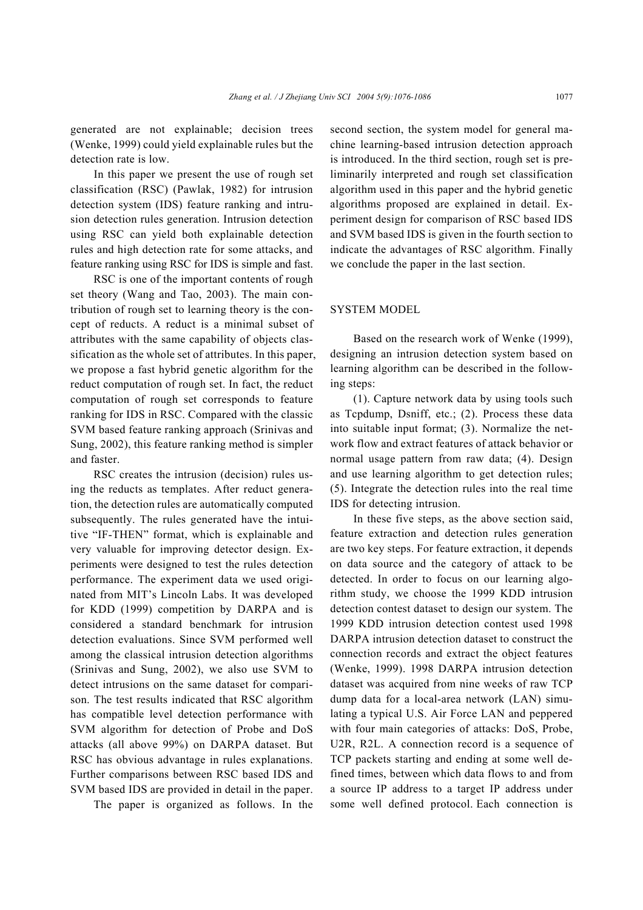generated are not explainable; decision trees (Wenke, 1999) could yield explainable rules but the detection rate is low.

In this paper we present the use of rough set classification (RSC) (Pawlak, 1982) for intrusion detection system (IDS) feature ranking and intrusion detection rules generation. Intrusion detection using RSC can yield both explainable detection rules and high detection rate for some attacks, and feature ranking using RSC for IDS is simple and fast.

RSC is one of the important contents of rough set theory (Wang and Tao, 2003). The main contribution of rough set to learning theory is the concept of reducts. A reduct is a minimal subset of attributes with the same capability of objects classification as the whole set of attributes. In this paper, we propose a fast hybrid genetic algorithm for the reduct computation of rough set. In fact, the reduct computation of rough set corresponds to feature ranking for IDS in RSC. Compared with the classic SVM based feature ranking approach (Srinivas and Sung, 2002), this feature ranking method is simpler and faster.

RSC creates the intrusion (decision) rules using the reducts as templates. After reduct generation, the detection rules are automatically computed subsequently. The rules generated have the intuitive "IF-THEN" format, which is explainable and very valuable for improving detector design. Experiments were designed to test the rules detection performance. The experiment data we used originated from MIT's Lincoln Labs. It was developed for KDD (1999) competition by DARPA and is considered a standard benchmark for intrusion detection evaluations. Since SVM performed well among the classical intrusion detection algorithms (Srinivas and Sung, 2002), we also use SVM to detect intrusions on the same dataset for comparison. The test results indicated that RSC algorithm has compatible level detection performance with SVM algorithm for detection of Probe and DoS attacks (all above 99%) on DARPA dataset. But RSC has obvious advantage in rules explanations. Further comparisons between RSC based IDS and SVM based IDS are provided in detail in the paper.

The paper is organized as follows. In the second section, the system model for general machine learning-based intrusion detection approach is introduced. In the third section, rough set is preliminarily interpreted and rough set classification algorithm used in this paper and the hybrid genetic algorithms proposed are explained in detail. Experiment design for comparison of RSC based IDS and SVM based IDS is given in the fourth section to indicate the advantages of RSC algorithm. Finally we conclude the paper in the last section.

## SYSTEM MODEL

Based on the research work of Wenke (1999), designing an intrusion detection system based on learning algorithm can be described in the following steps:

(1). Capture network data by using tools such as Tcpdump, Dsniff, etc.; (2). Process these data into suitable input format; (3). Normalize the network flow and extract features of attack behavior or normal usage pattern from raw data; (4). Design and use learning algorithm to get detection rules; (5). Integrate the detection rules into the real time IDS for detecting intrusion.

In these five steps, as the above section said, feature extraction and detection rules generation are two key steps. For feature extraction, it depends on data source and the category of attack to be detected. In order to focus on our learning algorithm study, we choose the 1999 KDD intrusion detection contest dataset to design our system. The 1999 KDD intrusion detection contest used 1998 DARPA intrusion detection dataset to construct the connection records and extract the object features (Wenke, 1999). 1998 DARPA intrusion detection dataset was acquired from nine weeks of raw TCP dump data for a local-area network (LAN) simulating a typical U.S. Air Force LAN and peppered with four main categories of attacks: DoS, Probe, U2R, R2L. A connection record is a sequence of TCP packets starting and ending at some well defined times, between which data flows to and from a source IP address to a target IP address under some well defined protocol. Each connection is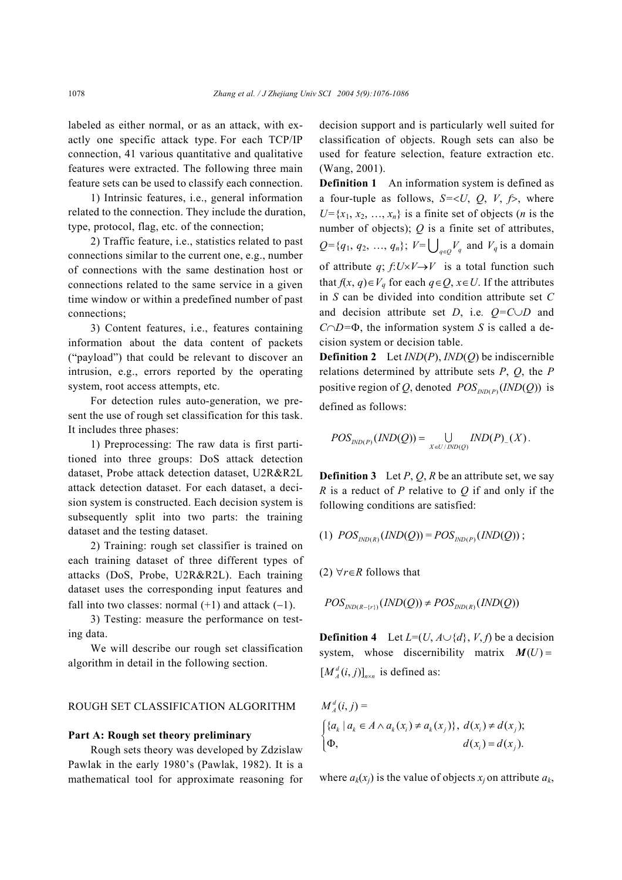labeled as either normal, or as an attack, with exactly one specific attack type. For each TCP/IP connection, 41 various quantitative and qualitative features were extracted. The following three main feature sets can be used to classify each connection.

1) Intrinsic features, i.e., general information related to the connection. They include the duration, type, protocol, flag, etc. of the connection;

2) Traffic feature, i.e., statistics related to past connections similar to the current one, e.g., number of connections with the same destination host or connections related to the same service in a given time window or within a predefined number of past connections;

3) Content features, i.e., features containing information about the data content of packets ("payload") that could be relevant to discover an intrusion, e.g., errors reported by the operating system, root access attempts, etc.

For detection rules auto-generation, we present the use of rough set classification for this task. It includes three phases:

1) Preprocessing: The raw data is first partitioned into three groups: DoS attack detection dataset, Probe attack detection dataset, U2R&R2L attack detection dataset. For each dataset, a decision system is constructed. Each decision system is subsequently split into two parts: the training dataset and the testing dataset.

2) Training: rough set classifier is trained on each training dataset of three different types of attacks (DoS, Probe, U2R&R2L). Each training dataset uses the corresponding input features and fall into two classes: normal (+1) and attack (−1).

3) Testing: measure the performance on testing data.

We will describe our rough set classification algorithm in detail in the following section.

## ROUGH SET CLASSIFICATION ALGORITHM

### Part A: Rough set theory preliminary

Rough sets theory was developed by Zdzislaw Pawlak in the early 1980's (Pawlak, 1982). It is a mathematical tool for approximate reasoning for decision support and is particularly well suited for classification of objects. Rough sets can also be used for feature selection, feature extraction etc. (Wang, 2001).

**Definition 1** An information system is defined as a four-tuple as follows, $S=<U, Q, V, f>$, where $U=\{x_1, x_2, \ldots, x_n\}$ is a finite set of objects ($n$ is the number of objects); $Q$ is a finite set of attributes, $Q=\{q_1, q_2, \ldots, q_n\}$; $V=\bigcup_{q\in Q} V_q$ and $V_q$ is a domain of attribute $q$; $f$:$U\times V\rightarrow V$ is a total function such that $f(x, q)\in V_q$ for each $q\in Q$, $x\in U$. If the attributes in $S$ can be divided into condition attribute set $C$ and decision attribute set $D$, i.e. $Q=C\cup D$ and $C\cap D=\Phi$, the information system $S$ is called a decision system or decision table.

**Definition 2** Let $IND(P)$, $IND(Q)$ be indiscernible relations determined by attribute sets $P$, $Q$, the $P$ positive region of $Q$, denoted $POS_{IND(P)}(IND(Q))$ is defined as follows:

$$POS_{IND(P)}(IND(Q)) = \bigcup_{X\in U/IND(Q)} IND(P)\_(X).$$

**Definition 3** Let $P$, $Q$, $R$ be an attribute set, we say $R$ is a reduct of $P$ relative to $Q$ if and only if the following conditions are satisfied:

(1) $POS_{IND(R)}(IND(Q)) = POS_{IND(P)}(IND(Q))$;

(2) $\forall r\in R$ follows that

$$POS_{IND(R-\{r\})}(IND(Q)) \neq POS_{IND(R)}(IND(Q))$$

**Definition 4** Let $L=(U, A\cup\{d\}, V, f)$ be a decision system, whose discernibility matrix $\boldsymbol{M}(U) = [M_A^d(i,j)]_{n\times n}$ is defined as:

$$M_A^d(i,j) = \begin{cases} \{a_k \mid a_k \in A \wedge a_k(x_i) \neq a_k(x_j)\}, & d(x_i) \neq d(x_j); \\ \Phi, & d(x_i) = d(x_j). \end{cases}$$

where $a_k(x_j)$ is the value of objects $x_j$ on attribute $a_k$,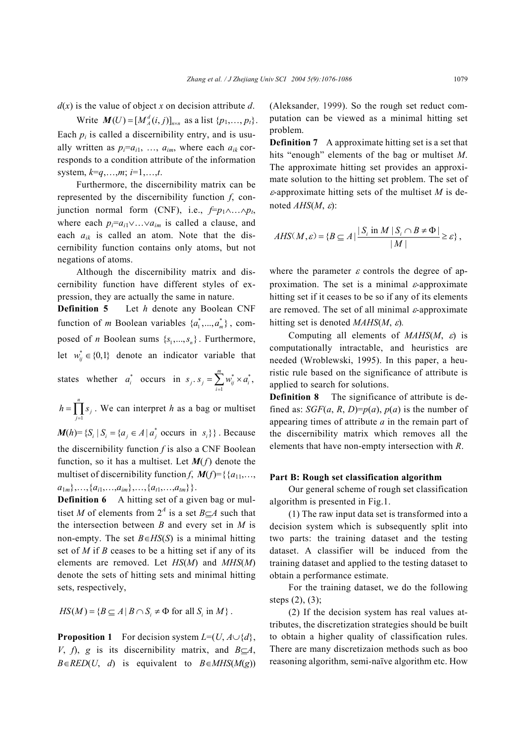$d(x)$ is the value of object $x$ on decision attribute $d$.

Write $\boldsymbol{M}(U)=[M_A^d(i,j)]_{n\times n}$ as a list $\{p_1,\ldots,p_t\}$. Each $p_i$ is called a discernibility entry, and is usually written as $p_i=a_{i1},\ \ldots,\ a_{im}$, where each $a_{ik}$ corresponds to a condition attribute of the information system, $k=q,\ldots,m$; $i=1,\ldots,t$.

Furthermore, the discernibility matrix can be represented by the discernibility function $f$, conjunction normal form (CNF), i.e., $f=p_1\wedge\ldots\wedge p_t$, where each $p_i=a_{i1}\vee\ldots\vee a_{im}$ is called a clause, and each $a_{ik}$ is called an atom. Note that the discernibility function contains only atoms, but not negations of atoms.

Although the discernibility matrix and discernibility function have different styles of expression, they are actually the same in nature.

**Definition 5** Let $h$ denote any Boolean CNF function of $m$ Boolean variables $\{a_1^*,\ldots,a_m^*\}$, composed of $n$ Boolean sums $\{s_1,\ldots,s_n\}$. Furthermore, let $w_{ij}^*\in\{0,1\}$ denote an indicator variable that states whether $a_i^*$ occurs in $s_j$. $s_j=\sum_{i=1}^{m}w_{ij}^*\times a_i^*$, $h=\prod_{j=1}^{n}s_j$. We can interpret $h$ as a bag or multiset $\boldsymbol{M}(h)=\{S_i\mid S_i=\{a_j\in A\mid a_j^* \text{ occurs in } s_i\}\}$. Because the discernibility function $f$ is also a CNF Boolean function, so it has a multiset. Let $\boldsymbol{M}(f)$ denote the multiset of discernibility function $f$, $\boldsymbol{M}(f)=\{\{a_{11},\ldots,a_{1m}\},\ldots,\{a_{i1},\ldots,a_{im}\},\ldots,\{a_{t1},\ldots,a_{tm}\}\}$.

**Definition 6** A hitting set of a given bag or multiset $M$ of elements from $2^A$ is a set $B\subseteq A$ such that the intersection between $B$ and every set in $M$ is non-empty. The set $B\in HS(S)$ is a minimal hitting set of $M$ if $B$ ceases to be a hitting set if any of its elements are removed. Let $HS(M)$ and $MHS(M)$ denote the sets of hitting sets and minimal hitting sets, respectively,

$$HS(M)=\{B\subseteq A\mid B\cap S_i\neq\Phi \text{ for all } S_i \text{ in } M\}.$$

**Proposition 1** For decision system $L=(U, A\cup\{d\}, V, f)$, $g$ is its discernibility matrix, and $B\subseteq A$, $B\in RED(U, d)$ is equivalent to $B\in MHS(M(g))$ (Aleksander, 1999). So the rough set reduct computation can be viewed as a minimal hitting set problem.

**Definition 7** A approximate hitting set is a set that hits "enough" elements of the bag or multiset $M$. The approximate hitting set provides an approximate solution to the hitting set problem. The set of $\varepsilon$-approximate hitting sets of the multiset $M$ is denoted $AHS(M, \varepsilon)$:

$$AHS(M,\varepsilon)=\{B\subseteq A\mid \frac{|S_i \text{ in } M\mid S_i\cap B\neq\Phi|}{|M|}\geq\varepsilon\},$$

where the parameter $\varepsilon$ controls the degree of approximation. The set is a minimal $\varepsilon$-approximate hitting set if it ceases to be so if any of its elements are removed. The set of all minimal $\varepsilon$-approximate hitting set is denoted $MAHS(M, \varepsilon)$.

Computing all elements of $MAHS(M, \varepsilon)$ is computationally intractable, and heuristics are needed (Wroblewski, 1995). In this paper, a heuristic rule based on the significance of attribute is applied to search for solutions.

**Definition 8** The significance of attribute is defined as: $SGF(a, R, D)=p(a)$, $p(a)$ is the number of appearing times of attribute $a$ in the remain part of the discernibility matrix which removes all the elements that have non-empty intersection with $R$.

**Part B: Rough set classification algorithm**

Our general scheme of rough set classification algorithm is presented in Fig.1.

(1) The raw input data set is transformed into a decision system which is subsequently split into two parts: the training dataset and the testing dataset. A classifier will be induced from the training dataset and applied to the testing dataset to obtain a performance estimate.

For the training dataset, we do the following steps (2), (3);

(2) If the decision system has real values attributes, the discretization strategies should be built to obtain a higher quality of classification rules. There are many discretizaion methods such as boo reasoning algorithm, semi-naïve algorithm etc. How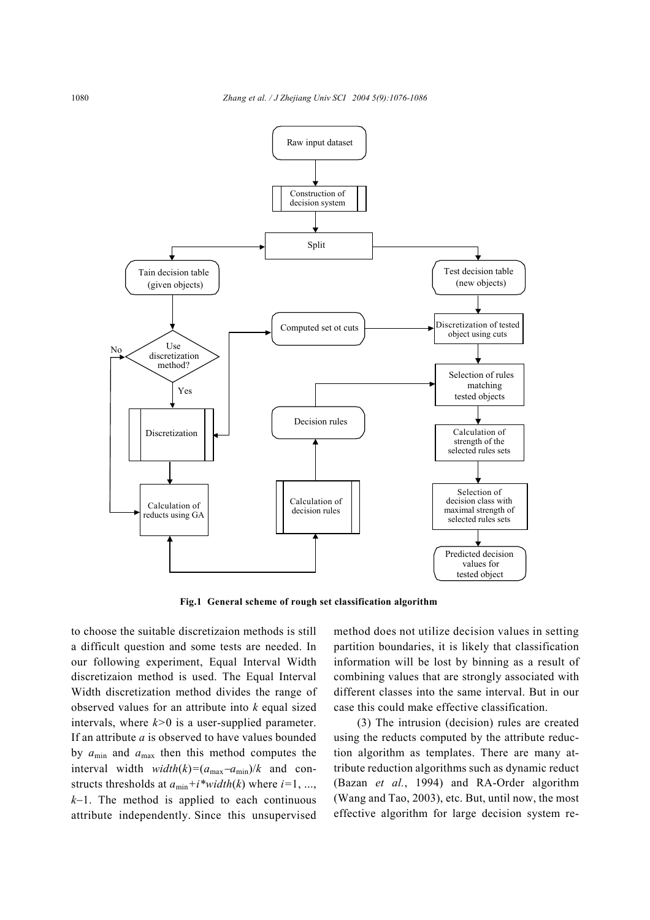**Fig.1 General scheme of rough set classification algorithm**

to choose the suitable discretizaion methods is still a difficult question and some tests are needed. In our following experiment, Equal Interval Width discretizaion method is used. The Equal Interval Width discretization method divides the range of observed values for an attribute into $k$ equal sized intervals, where $k>0$ is a user-supplied parameter. If an attribute $a$ is observed to have values bounded by $a_{\min}$ and $a_{\max}$ then this method computes the interval width $width(k)=(a_{\max}-a_{\min})/k$ and constructs thresholds at $a_{\min}+i*width(k)$ where $i=1, ..., k-1$. The method is applied to each continuous attribute independently. Since this unsupervised method does not utilize decision values in setting partition boundaries, it is likely that classification information will be lost by binning as a result of combining values that are strongly associated with different classes into the same interval. But in our case this could make effective classification.

(3) The intrusion (decision) rules are created using the reducts computed by the attribute reduction algorithm as templates. There are many attribute reduction algorithms such as dynamic reduct (Bazan *et al.*, 1994) and RA-Order algorithm (Wang and Tao, 2003), etc. But, until now, the most effective algorithm for large decision system re-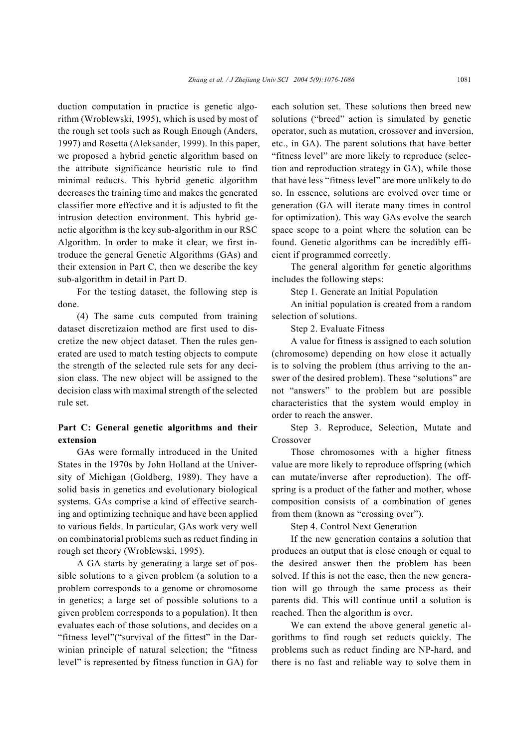duction computation in practice is genetic algorithm (Wroblewski, 1995), which is used by most of the rough set tools such as Rough Enough (Anders, 1997) and Rosetta (Aleksander, 1999). In this paper, we proposed a hybrid genetic algorithm based on the attribute significance heuristic rule to find minimal reducts. This hybrid genetic algorithm decreases the training time and makes the generated classifier more effective and it is adjusted to fit the intrusion detection environment. This hybrid genetic algorithm is the key sub-algorithm in our RSC Algorithm. In order to make it clear, we first introduce the general Genetic Algorithms (GAs) and their extension in Part C, then we describe the key sub-algorithm in detail in Part D.

For the testing dataset, the following step is done.

(4) The same cuts computed from training dataset discretizaion method are first used to discretize the new object dataset. Then the rules generated are used to match testing objects to compute the strength of the selected rule sets for any decision class. The new object will be assigned to the decision class with maximal strength of the selected rule set.

### Part C: General genetic algorithms and their extension

GAs were formally introduced in the United States in the 1970s by John Holland at the University of Michigan (Goldberg, 1989). They have a solid basis in genetics and evolutionary biological systems. GAs comprise a kind of effective searching and optimizing technique and have been applied to various fields. In particular, GAs work very well on combinatorial problems such as reduct finding in rough set theory (Wroblewski, 1995).

A GA starts by generating a large set of possible solutions to a given problem (a solution to a problem corresponds to a genome or chromosome in genetics; a large set of possible solutions to a given problem corresponds to a population). It then evaluates each of those solutions, and decides on a "fitness level"("survival of the fittest" in the Darwinian principle of natural selection; the "fitness level" is represented by fitness function in GA) for each solution set. These solutions then breed new solutions ("breed" action is simulated by genetic operator, such as mutation, crossover and inversion, etc., in GA). The parent solutions that have better "fitness level" are more likely to reproduce (selection and reproduction strategy in GA), while those that have less "fitness level" are more unlikely to do so. In essence, solutions are evolved over time or generation (GA will iterate many times in control for optimization). This way GAs evolve the search space scope to a point where the solution can be found. Genetic algorithms can be incredibly efficient if programmed correctly.

The general algorithm for genetic algorithms includes the following steps:

Step 1. Generate an Initial Population

An initial population is created from a random selection of solutions.

Step 2. Evaluate Fitness

A value for fitness is assigned to each solution (chromosome) depending on how close it actually is to solving the problem (thus arriving to the answer of the desired problem). These "solutions" are not "answers" to the problem but are possible characteristics that the system would employ in order to reach the answer.

Step 3. Reproduce, Selection, Mutate and Crossover

Those chromosomes with a higher fitness value are more likely to reproduce offspring (which can mutate/inverse after reproduction). The offspring is a product of the father and mother, whose composition consists of a combination of genes from them (known as "crossing over").

Step 4. Control Next Generation

If the new generation contains a solution that produces an output that is close enough or equal to the desired answer then the problem has been solved. If this is not the case, then the new generation will go through the same process as their parents did. This will continue until a solution is reached. Then the algorithm is over.

We can extend the above general genetic algorithms to find rough set reducts quickly. The problems such as reduct finding are NP-hard, and there is no fast and reliable way to solve them in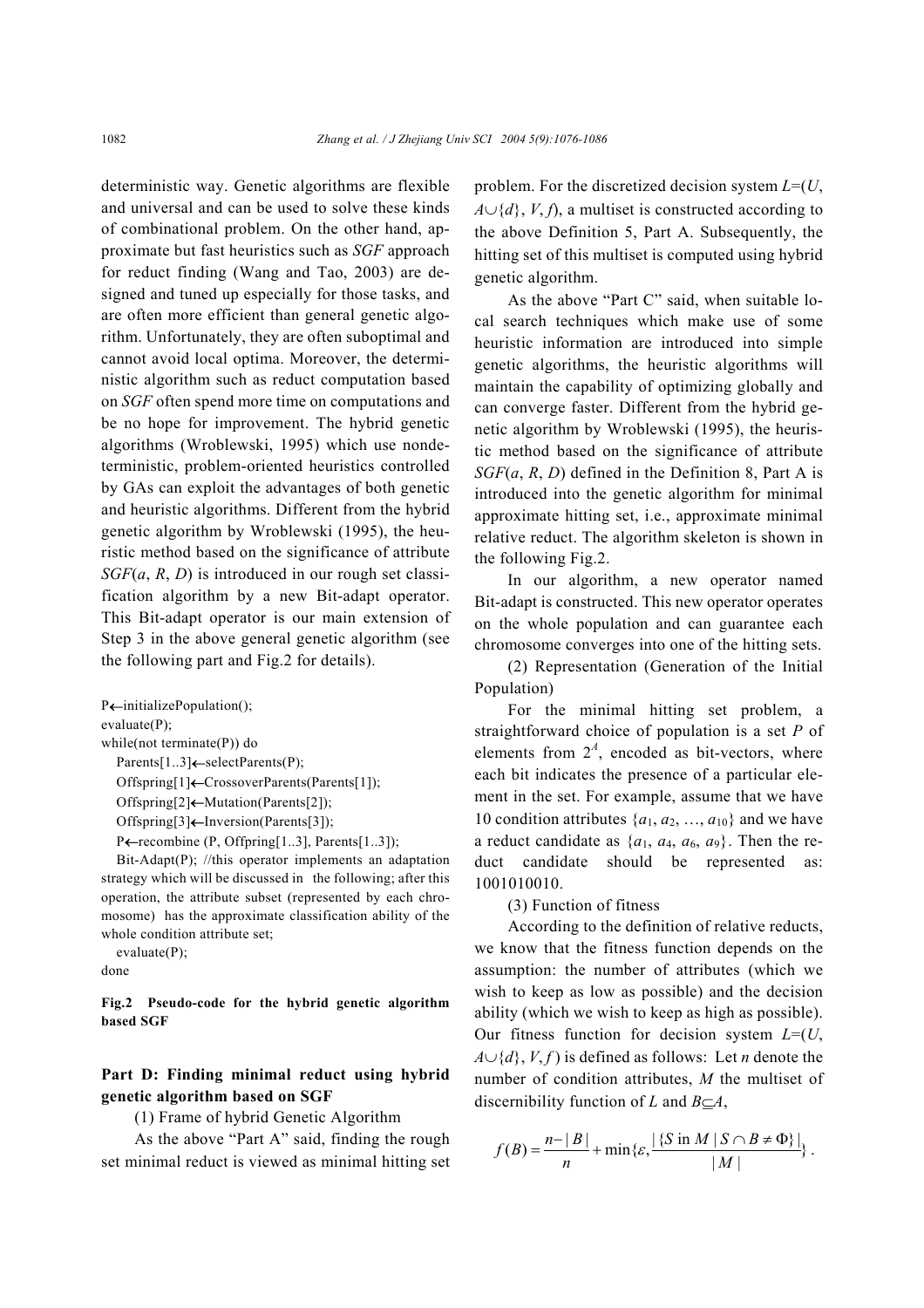deterministic way. Genetic algorithms are flexible and universal and can be used to solve these kinds of combinational problem. On the other hand, approximate but fast heuristics such as *SGF* approach for reduct finding (Wang and Tao, 2003) are designed and tuned up especially for those tasks, and are often more efficient than general genetic algorithm. Unfortunately, they are often suboptimal and cannot avoid local optima. Moreover, the deterministic algorithm such as reduct computation based on *SGF* often spend more time on computations and be no hope for improvement. The hybrid genetic algorithms (Wroblewski, 1995) which use nondeterministic, problem-oriented heuristics controlled by GAs can exploit the advantages of both genetic and heuristic algorithms. Different from the hybrid genetic algorithm by Wroblewski (1995), the heuristic method based on the significance of attribute $SGF(a, R, D)$ is introduced in our rough set classification algorithm by a new Bit-adapt operator. This Bit-adapt operator is our main extension of Step 3 in the above general genetic algorithm (see the following part and Fig.2 for details).

```
P←initializePopulation();
evaluate(P);
while(not terminate(P)) do
   Parents[1..3]←selectParents(P);
   Offspring[1]←CrossoverParents(Parents[1]);
   Offspring[2]←Mutation(Parents[2]);
   Offspring[3]←Inversion(Parents[3]);
   P←recombine (P, Offpring[1..3], Parents[1..3]);
   Bit-Adapt(P); //this operator implements an adaptation strategy which will be discussed in the following; after this operation, the attribute subset (represented by each chromosome) has the approximate classification ability of the whole condition attribute set;
   evaluate(P);
done
```

**Fig.2 Pseudo-code for the hybrid genetic algorithm based SGF**

## Part D: Finding minimal reduct using hybrid genetic algorithm based on SGF

(1) Frame of hybrid Genetic Algorithm

As the above "Part A" said, finding the rough set minimal reduct is viewed as minimal hitting set problem. For the discretized decision system $L=(U, A\cup\{d\}, V, f)$, a multiset is constructed according to the above Definition 5, Part A. Subsequently, the hitting set of this multiset is computed using hybrid genetic algorithm.

As the above "Part C" said, when suitable local search techniques which make use of some heuristic information are introduced into simple genetic algorithms, the heuristic algorithms will maintain the capability of optimizing globally and can converge faster. Different from the hybrid genetic algorithm by Wroblewski (1995), the heuristic method based on the significance of attribute $SGF(a, R, D)$ defined in the Definition 8, Part A is introduced into the genetic algorithm for minimal approximate hitting set, i.e., approximate minimal relative reduct. The algorithm skeleton is shown in the following Fig.2.

In our algorithm, a new operator named Bit-adapt is constructed. This new operator operates on the whole population and can guarantee each chromosome converges into one of the hitting sets.

(2) Representation (Generation of the Initial Population)

For the minimal hitting set problem, a straightforward choice of population is a set $P$ of elements from $2^A$, encoded as bit-vectors, where each bit indicates the presence of a particular element in the set. For example, assume that we have 10 condition attributes $\{a_1, a_2, \ldots, a_{10}\}$ and we have a reduct candidate as $\{a_1, a_4, a_6, a_9\}$. Then the reduct candidate should be represented as: 1001010010.

(3) Function of fitness

According to the definition of relative reducts, we know that the fitness function depends on the assumption: the number of attributes (which we wish to keep as low as possible) and the decision ability (which we wish to keep as high as possible). Our fitness function for decision system $L=(U, A\cup\{d\}, V, f)$ is defined as follows: Let $n$ denote the number of condition attributes, $M$ the multiset of discernibility function of $L$ and $B\subseteq A$,

$$f(B)=\frac{n-|B|}{n}+\min\{\varepsilon, \frac{|\{S \text{ in } M \mid S\cap B\neq \Phi\}|}{|M|}\}.$$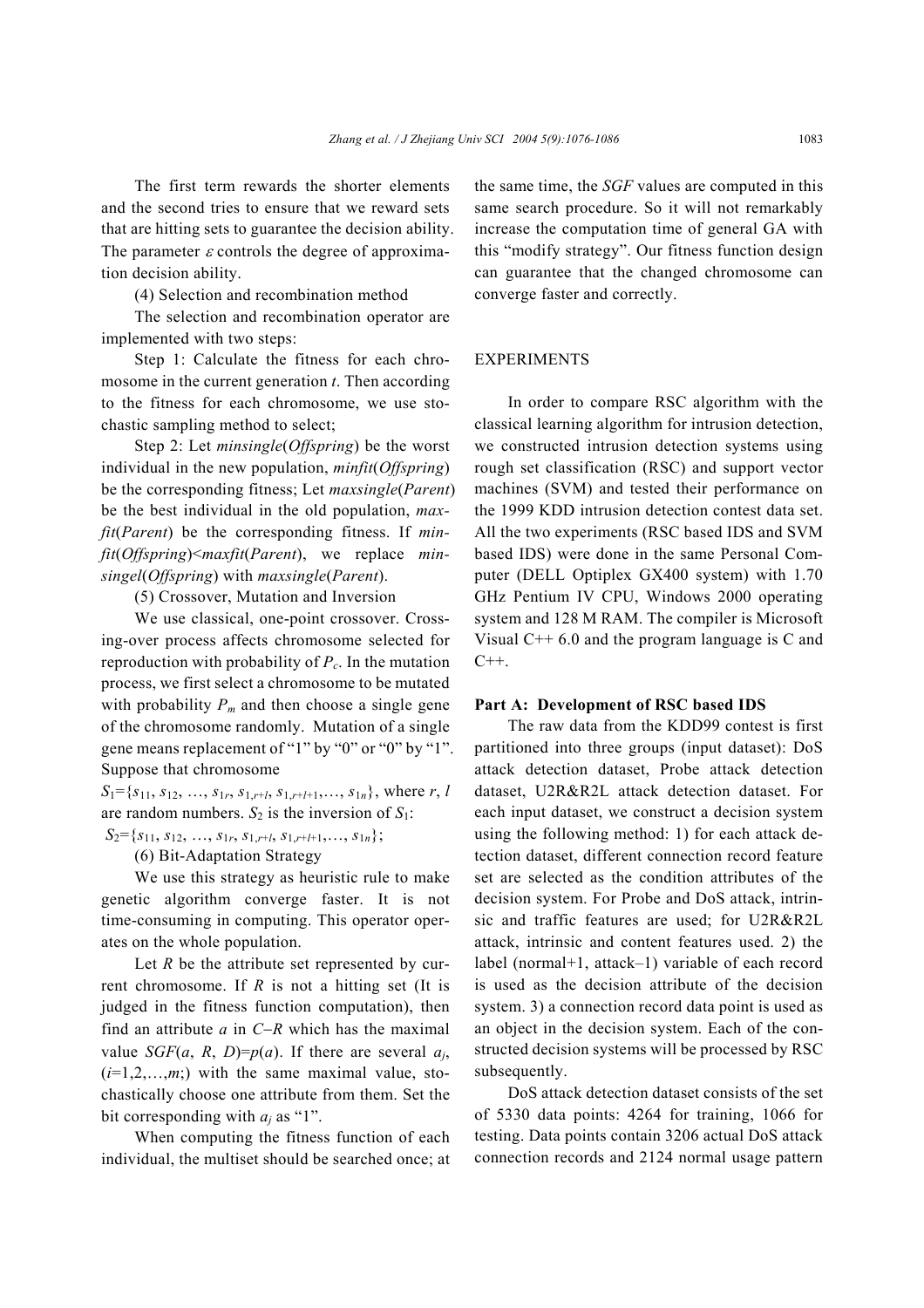The first term rewards the shorter elements and the second tries to ensure that we reward sets that are hitting sets to guarantee the decision ability. The parameter $\varepsilon$ controls the degree of approximation decision ability.

(4) Selection and recombination method

The selection and recombination operator are implemented with two steps:

Step 1: Calculate the fitness for each chromosome in the current generation $t$. Then according to the fitness for each chromosome, we use stochastic sampling method to select;

Step 2: Let *minsingle*(*Offspring*) be the worst individual in the new population, *minfit*(*Offspring*) be the corresponding fitness; Let *maxsingle*(*Parent*) be the best individual in the old population, *maxfit*(*Parent*) be the corresponding fitness. If *minfit*(*Offspring*)<*maxfit*(*Parent*), we replace *minsingel*(*Offspring*) with *maxsingle*(*Parent*).

(5) Crossover, Mutation and Inversion

We use classical, one-point crossover. Crossing-over process affects chromosome selected for reproduction with probability of $P_c$. In the mutation process, we first select a chromosome to be mutated with probability $P_m$ and then choose a single gene of the chromosome randomly. Mutation of a single gene means replacement of "1" by "0" or "0" by "1". Suppose that chromosome

$S_1=\{s_{11}, s_{12}, \ldots, s_{1r}, s_{1,r+l}, s_{1,r+l+1}, \ldots, s_{1n}\}$, where $r$, $l$ are random numbers. $S_2$ is the inversion of $S_1$:

$S_2=\{s_{11}, s_{12}, \ldots, s_{1r}, s_{1,r+l}, s_{1,r+l+1}, \ldots, s_{1n}\}$;

(6) Bit-Adaptation Strategy

We use this strategy as heuristic rule to make genetic algorithm converge faster. It is not time-consuming in computing. This operator operates on the whole population.

Let $R$ be the attribute set represented by current chromosome. If $R$ is not a hitting set (It is judged in the fitness function computation), then find an attribute $a$ in $C-R$ which has the maximal value $SGF(a, R, D)=p(a)$. If there are several $a_j$, ($i=1,2,\ldots,m$;) with the same maximal value, stochastically choose one attribute from them. Set the bit corresponding with $a_j$ as "1".

When computing the fitness function of each individual, the multiset should be searched once; at the same time, the *SGF* values are computed in this same search procedure. So it will not remarkably increase the computation time of general GA with this "modify strategy". Our fitness function design can guarantee that the changed chromosome can converge faster and correctly.

## EXPERIMENTS

In order to compare RSC algorithm with the classical learning algorithm for intrusion detection, we constructed intrusion detection systems using rough set classification (RSC) and support vector machines (SVM) and tested their performance on the 1999 KDD intrusion detection contest data set. All the two experiments (RSC based IDS and SVM based IDS) were done in the same Personal Computer (DELL Optiplex GX400 system) with 1.70 GHz Pentium IV CPU, Windows 2000 operating system and 128 M RAM. The compiler is Microsoft Visual C++ 6.0 and the program language is C and C++.

### Part A: Development of RSC based IDS

The raw data from the KDD99 contest is first partitioned into three groups (input dataset): DoS attack detection dataset, Probe attack detection dataset, U2R&R2L attack detection dataset. For each input dataset, we construct a decision system using the following method: 1) for each attack detection dataset, different connection record feature set are selected as the condition attributes of the decision system. For Probe and DoS attack, intrinsic and traffic features are used; for U2R&R2L attack, intrinsic and content features used. 2) the label (normal+1, attack–1) variable of each record is used as the decision attribute of the decision system. 3) a connection record data point is used as an object in the decision system. Each of the constructed decision systems will be processed by RSC subsequently.

DoS attack detection dataset consists of the set of 5330 data points: 4264 for training, 1066 for testing. Data points contain 3206 actual DoS attack connection records and 2124 normal usage pattern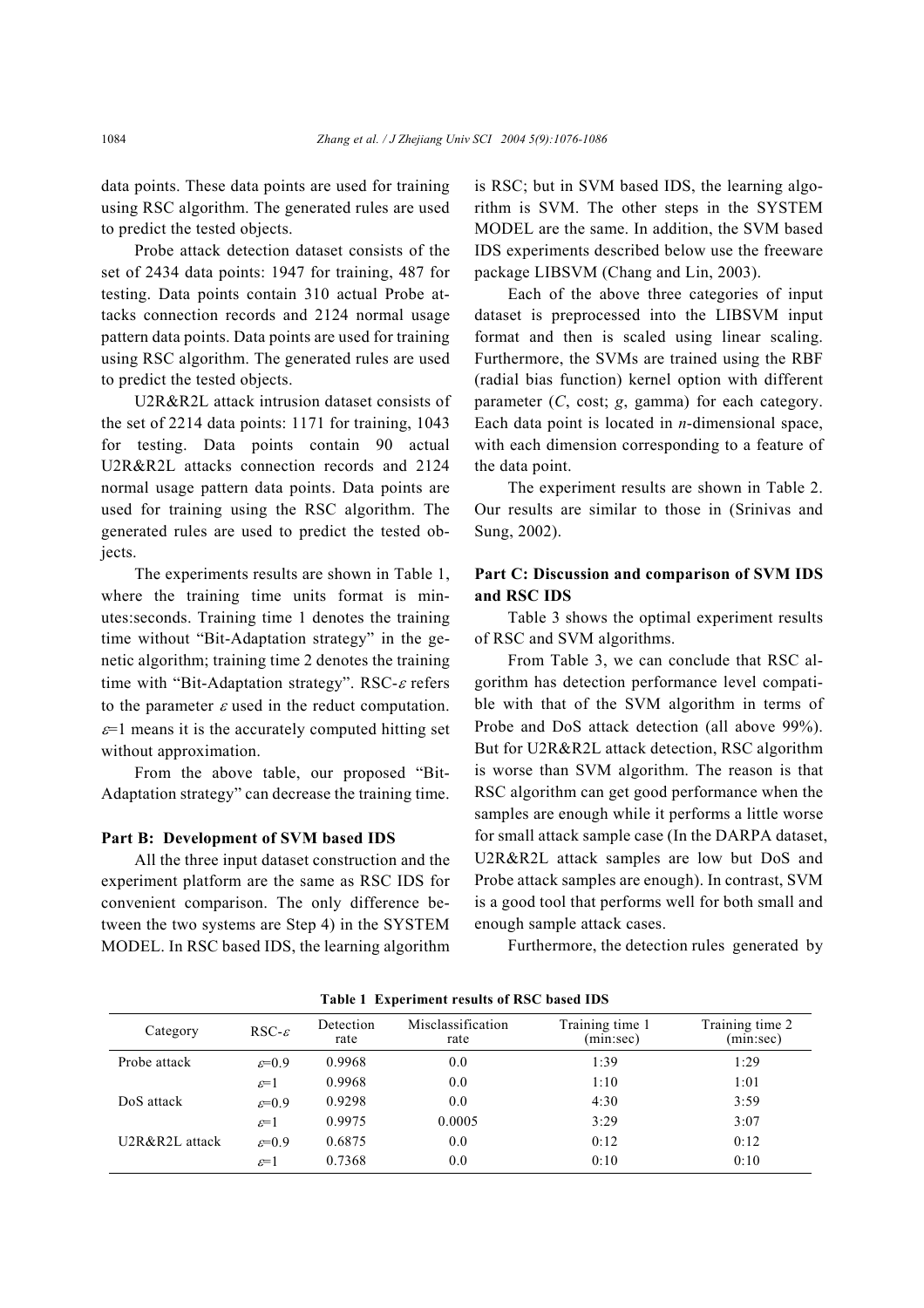data points. These data points are used for training using RSC algorithm. The generated rules are used to predict the tested objects.

Probe attack detection dataset consists of the set of 2434 data points: 1947 for training, 487 for testing. Data points contain 310 actual Probe attacks connection records and 2124 normal usage pattern data points. Data points are used for training using RSC algorithm. The generated rules are used to predict the tested objects.

U2R&R2L attack intrusion dataset consists of the set of 2214 data points: 1171 for training, 1043 for testing. Data points contain 90 actual U2R&R2L attacks connection records and 2124 normal usage pattern data points. Data points are used for training using the RSC algorithm. The generated rules are used to predict the tested objects.

The experiments results are shown in Table 1, where the training time units format is minutes:seconds. Training time 1 denotes the training time without "Bit-Adaptation strategy" in the genetic algorithm; training time 2 denotes the training time with "Bit-Adaptation strategy". RSC-$\varepsilon$ refers to the parameter $\varepsilon$ used in the reduct computation. $\varepsilon$=1 means it is the accurately computed hitting set without approximation.

From the above table, our proposed "Bit-Adaptation strategy" can decrease the training time.

**Part B: Development of SVM based IDS**

All the three input dataset construction and the experiment platform are the same as RSC IDS for convenient comparison. The only difference between the two systems are Step 4) in the SYSTEM MODEL. In RSC based IDS, the learning algorithm is RSC; but in SVM based IDS, the learning algorithm is SVM. The other steps in the SYSTEM MODEL are the same. In addition, the SVM based IDS experiments described below use the freeware package LIBSVM (Chang and Lin, 2003).

Each of the above three categories of input dataset is preprocessed into the LIBSVM input format and then is scaled using linear scaling. Furthermore, the SVMs are trained using the RBF (radial bias function) kernel option with different parameter ($C$, cost; $g$, gamma) for each category. Each data point is located in $n$-dimensional space, with each dimension corresponding to a feature of the data point.

The experiment results are shown in Table 2. Our results are similar to those in (Srinivas and Sung, 2002).

**Part C: Discussion and comparison of SVM IDS and RSC IDS**

Table 3 shows the optimal experiment results of RSC and SVM algorithms.

From Table 3, we can conclude that RSC algorithm has detection performance level compatible with that of the SVM algorithm in terms of Probe and DoS attack detection (all above 99%). But for U2R&R2L attack detection, RSC algorithm is worse than SVM algorithm. The reason is that RSC algorithm can get good performance when the samples are enough while it performs a little worse for small attack sample case (In the DARPA dataset, U2R&R2L attack samples are low but DoS and Probe attack samples are enough). In contrast, SVM is a good tool that performs well for both small and enough sample attack cases.

Furthermore, the detection rules generated by

**Table 1 Experiment results of RSC based IDS**

| Category | RSC-$\varepsilon$ | Detection rate | Misclassification rate | Training time 1 (min:sec) | Training time 2 (min:sec) |
|---|---|---|---|---|---|
| Probe attack | $\varepsilon$=0.9 | 0.9968 | 0.0 | 1:39 | 1:29 |
| | $\varepsilon$=1 | 0.9968 | 0.0 | 1:10 | 1:01 |
| DoS attack | $\varepsilon$=0.9 | 0.9298 | 0.0 | 4:30 | 3:59 |
| | $\varepsilon$=1 | 0.9975 | 0.0005 | 3:29 | 3:07 |
| U2R&R2L attack | $\varepsilon$=0.9 | 0.6875 | 0.0 | 0:12 | 0:12 |
| | $\varepsilon$=1 | 0.7368 | 0.0 | 0:10 | 0:10 |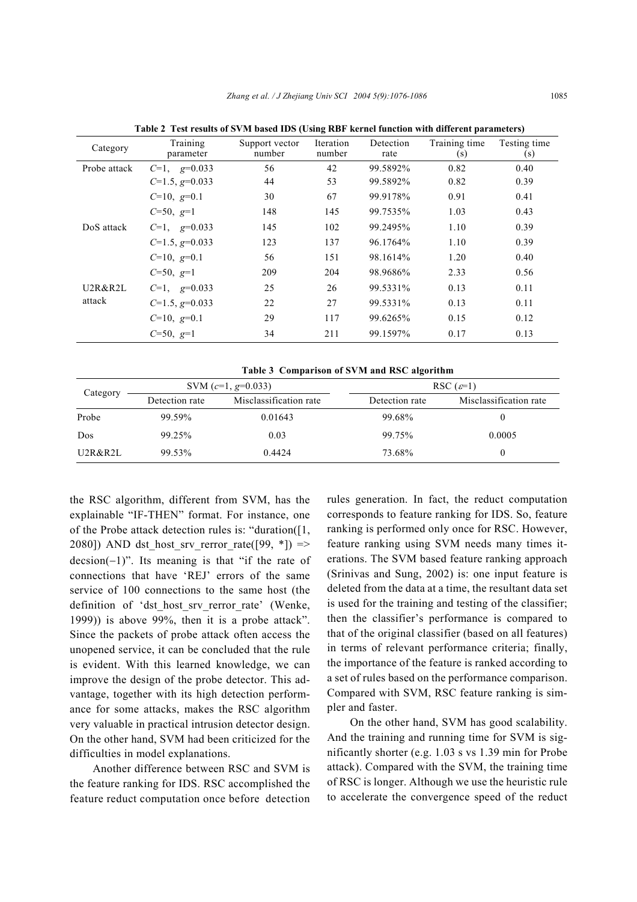**Table 2 Test results of SVM based IDS (Using RBF kernel function with different parameters)**

| Category | Training parameter | Support vector number | Iteration number | Detection rate | Training time (s) | Testing time (s) |
|---|---|---|---|---|---|---|
| Probe attack | $C$=1, $g$=0.033 | 56 | 42 | 99.5892% | 0.82 | 0.40 |
| | $C$=1.5, $g$=0.033 | 44 | 53 | 99.5892% | 0.82 | 0.39 |
| | $C$=10, $g$=0.1 | 30 | 67 | 99.9178% | 0.91 | 0.41 |
| | $C$=50, $g$=1 | 148 | 145 | 99.7535% | 1.03 | 0.43 |
| DoS attack | $C$=1, $g$=0.033 | 145 | 102 | 99.2495% | 1.10 | 0.39 |
| | $C$=1.5, $g$=0.033 | 123 | 137 | 96.1764% | 1.10 | 0.39 |
| | $C$=10, $g$=0.1 | 56 | 151 | 98.1614% | 1.20 | 0.40 |
| | $C$=50, $g$=1 | 209 | 204 | 98.9686% | 2.33 | 0.56 |
| U2R&R2L attack | $C$=1, $g$=0.033 | 25 | 26 | 99.5331% | 0.13 | 0.11 |
| | $C$=1.5, $g$=0.033 | 22 | 27 | 99.5331% | 0.13 | 0.11 |
| | $C$=10, $g$=0.1 | 29 | 117 | 99.6265% | 0.15 | 0.12 |
| | $C$=50, $g$=1 | 34 | 211 | 99.1597% | 0.17 | 0.13 |

**Table 3 Comparison of SVM and RSC algorithm**

| Category | SVM ($c$=1, $g$=0.033) | | RSC ($\varepsilon$=1) | |
|---|---|---|---|---|
| | Detection rate | Misclassification rate | Detection rate | Misclassification rate |
| Probe | 99.59% | 0.01643 | 99.68% | 0 |
| Dos | 99.25% | 0.03 | 99.75% | 0.0005 |
| U2R&R2L | 99.53% | 0.4424 | 73.68% | 0 |

the RSC algorithm, different from SVM, has the explainable "IF-THEN" format. For instance, one of the Probe attack detection rules is: "duration([1, 2080]) AND dst_host_srv_rerror_rate([99, *]) => decsion(−1)". Its meaning is that "if the rate of connections that have 'REJ' errors of the same service of 100 connections to the same host (the definition of 'dst_host_srv_rerror_rate' (Wenke, 1999)) is above 99%, then it is a probe attack". Since the packets of probe attack often access the unopened service, it can be concluded that the rule is evident. With this learned knowledge, we can improve the design of the probe detector. This advantage, together with its high detection performance for some attacks, makes the RSC algorithm very valuable in practical intrusion detector design. On the other hand, SVM had been criticized for the difficulties in model explanations.

Another difference between RSC and SVM is the feature ranking for IDS. RSC accomplished the feature reduct computation once before detection rules generation. In fact, the reduct computation corresponds to feature ranking for IDS. So, feature ranking is performed only once for RSC. However, feature ranking using SVM needs many times iterations. The SVM based feature ranking approach (Srinivas and Sung, 2002) is: one input feature is deleted from the data at a time, the resultant data set is used for the training and testing of the classifier; then the classifier's performance is compared to that of the original classifier (based on all features) in terms of relevant performance criteria; finally, the importance of the feature is ranked according to a set of rules based on the performance comparison. Compared with SVM, RSC feature ranking is simpler and faster.

On the other hand, SVM has good scalability. And the training and running time for SVM is significantly shorter (e.g. 1.03 s vs 1.39 min for Probe attack). Compared with the SVM, the training time of RSC is longer. Although we use the heuristic rule to accelerate the convergence speed of the reduct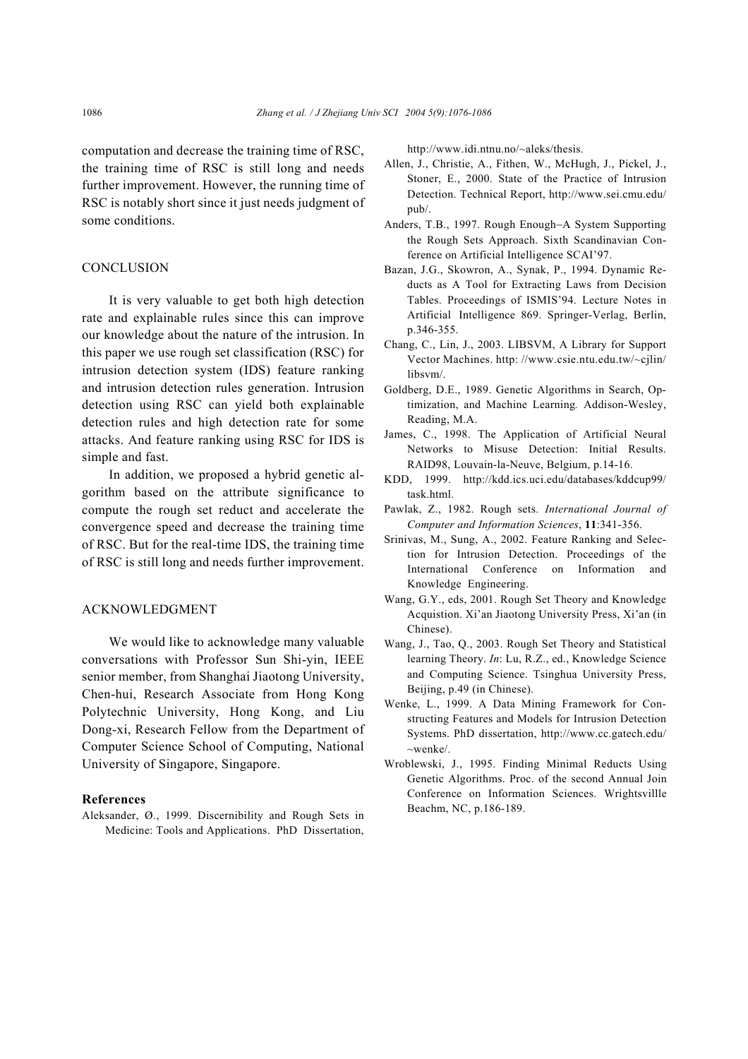computation and decrease the training time of RSC, the training time of RSC is still long and needs further improvement. However, the running time of RSC is notably short since it just needs judgment of some conditions.

## CONCLUSION

It is very valuable to get both high detection rate and explainable rules since this can improve our knowledge about the nature of the intrusion. In this paper we use rough set classification (RSC) for intrusion detection system (IDS) feature ranking and intrusion detection rules generation. Intrusion detection using RSC can yield both explainable detection rules and high detection rate for some attacks. And feature ranking using RSC for IDS is simple and fast.

In addition, we proposed a hybrid genetic algorithm based on the attribute significance to compute the rough set reduct and accelerate the convergence speed and decrease the training time of RSC. But for the real-time IDS, the training time of RSC is still long and needs further improvement.

## ACKNOWLEDGMENT

We would like to acknowledge many valuable conversations with Professor Sun Shi-yin, IEEE senior member, from Shanghai Jiaotong University, Chen-hui, Research Associate from Hong Kong Polytechnic University, Hong Kong, and Liu Dong-xi, Research Fellow from the Department of Computer Science School of Computing, National University of Singapore, Singapore.

### References

Aleksander, Ø., 1999. Discernibility and Rough Sets in Medicine: Tools and Applications. PhD Dissertation, http://www.idi.ntnu.no/~aleks/thesis.

Allen, J., Christie, A., Fithen, W., McHugh, J., Pickel, J., Stoner, E., 2000. State of the Practice of Intrusion Detection. Technical Report, http://www.sei.cmu.edu/pub/.

Anders, T.B., 1997. Rough Enough−A System Supporting the Rough Sets Approach. Sixth Scandinavian Conference on Artificial Intelligence SCAI'97.

Bazan, J.G., Skowron, A., Synak, P., 1994. Dynamic Reducts as A Tool for Extracting Laws from Decision Tables. Proceedings of ISMIS'94. Lecture Notes in Artificial Intelligence 869. Springer-Verlag, Berlin, p.346-355.

Chang, C., Lin, J., 2003. LIBSVM, A Library for Support Vector Machines. http: //www.csie.ntu.edu.tw/~cjlin/libsvm/.

Goldberg, D.E., 1989. Genetic Algorithms in Search, Optimization, and Machine Learning. Addison-Wesley, Reading, M.A.

James, C., 1998. The Application of Artificial Neural Networks to Misuse Detection: Initial Results. RAID98, Louvain-la-Neuve, Belgium, p.14-16.

KDD, 1999. http://kdd.ics.uci.edu/databases/kddcup99/task.html.

Pawlak, Z., 1982. Rough sets. *International Journal of Computer and Information Sciences*, **11**:341-356.

Srinivas, M., Sung, A., 2002. Feature Ranking and Selection for Intrusion Detection. Proceedings of the International Conference on Information and Knowledge Engineering.

Wang, G.Y., eds, 2001. Rough Set Theory and Knowledge Acquistion. Xi'an Jiaotong University Press, Xi'an (in Chinese).

Wang, J., Tao, Q., 2003. Rough Set Theory and Statistical learning Theory. *In*: Lu, R.Z., ed., Knowledge Science and Computing Science. Tsinghua University Press, Beijing, p.49 (in Chinese).

Wenke, L., 1999. A Data Mining Framework for Constructing Features and Models for Intrusion Detection Systems. PhD dissertation, http://www.cc.gatech.edu/~wenke/.

Wroblewski, J., 1995. Finding Minimal Reducts Using Genetic Algorithms. Proc. of the second Annual Join Conference on Information Sciences. Wrightsvillle Beachm, NC, p.186-189.